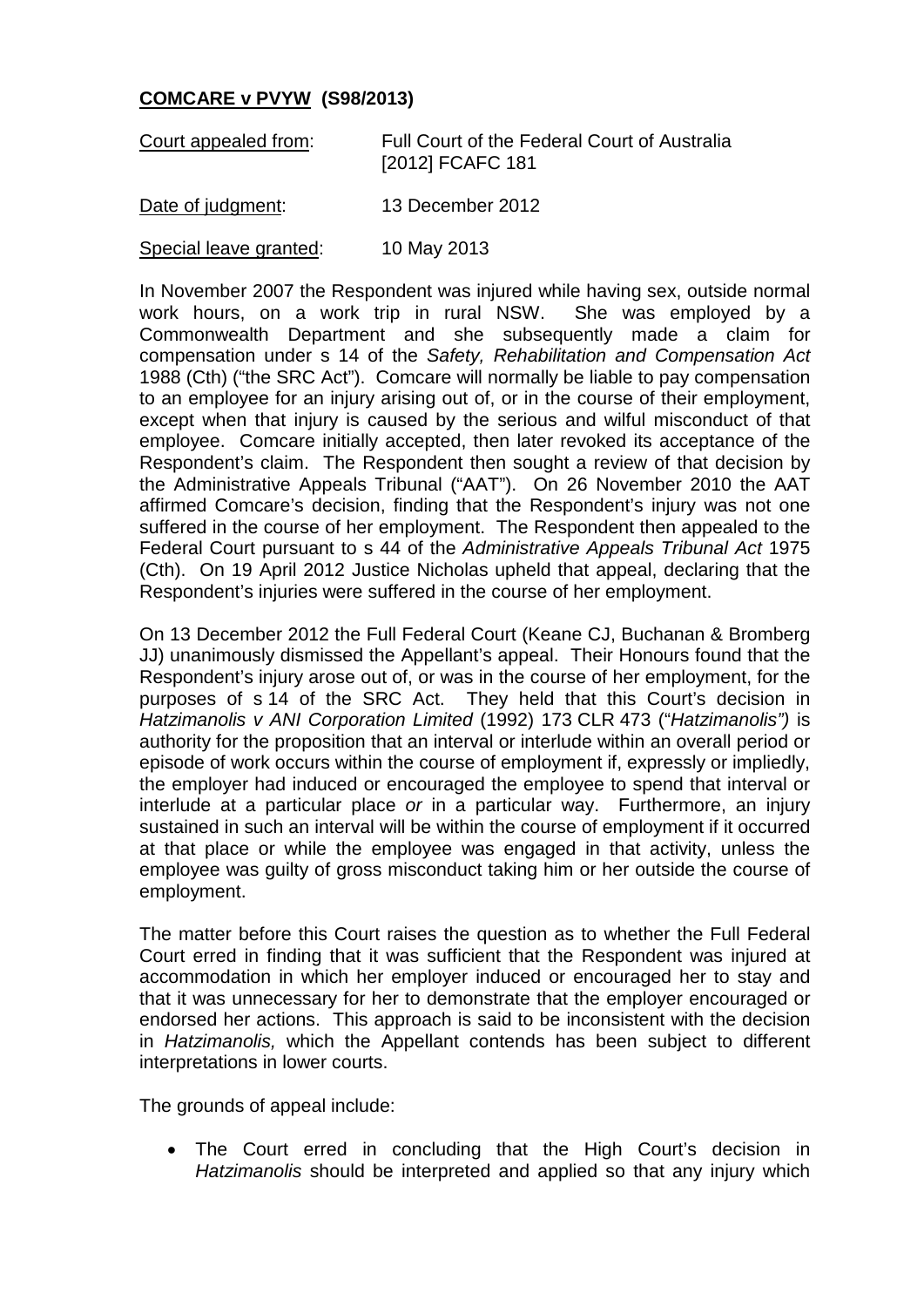**COMCARE v PVYW (S98/2013)**

| | |
|---|---|
| Court appealed from: | Full Court of the Federal Court of Australia [2012] FCAFC 181 |
| Date of judgment: | 13 December 2012 |
| Special leave granted: | 10 May 2013 |

In November 2007 the Respondent was injured while having sex, outside normal work hours, on a work trip in rural NSW. She was employed by a Commonwealth Department and she subsequently made a claim for compensation under s 14 of the *Safety, Rehabilitation and Compensation Act* 1988 (Cth) ("the SRC Act"). Comcare will normally be liable to pay compensation to an employee for an injury arising out of, or in the course of their employment, except when that injury is caused by the serious and wilful misconduct of that employee. Comcare initially accepted, then later revoked its acceptance of the Respondent's claim. The Respondent then sought a review of that decision by the Administrative Appeals Tribunal ("AAT"). On 26 November 2010 the AAT affirmed Comcare's decision, finding that the Respondent's injury was not one suffered in the course of her employment. The Respondent then appealed to the Federal Court pursuant to s 44 of the *Administrative Appeals Tribunal Act* 1975 (Cth). On 19 April 2012 Justice Nicholas upheld that appeal, declaring that the Respondent's injuries were suffered in the course of her employment.

On 13 December 2012 the Full Federal Court (Keane CJ, Buchanan & Bromberg JJ) unanimously dismissed the Appellant's appeal. Their Honours found that the Respondent's injury arose out of, or was in the course of her employment, for the purposes of s 14 of the SRC Act. They held that this Court's decision in *Hatzimanolis v ANI Corporation Limited* (1992) 173 CLR 473 ("*Hatzimanolis")* is authority for the proposition that an interval or interlude within an overall period or episode of work occurs within the course of employment if, expressly or impliedly, the employer had induced or encouraged the employee to spend that interval or interlude at a particular place *or* in a particular way. Furthermore, an injury sustained in such an interval will be within the course of employment if it occurred at that place or while the employee was engaged in that activity, unless the employee was guilty of gross misconduct taking him or her outside the course of employment.

The matter before this Court raises the question as to whether the Full Federal Court erred in finding that it was sufficient that the Respondent was injured at accommodation in which her employer induced or encouraged her to stay and that it was unnecessary for her to demonstrate that the employer encouraged or endorsed her actions. This approach is said to be inconsistent with the decision in *Hatzimanolis,* which the Appellant contends has been subject to different interpretations in lower courts.

The grounds of appeal include:

- The Court erred in concluding that the High Court's decision in *Hatzimanolis* should be interpreted and applied so that any injury which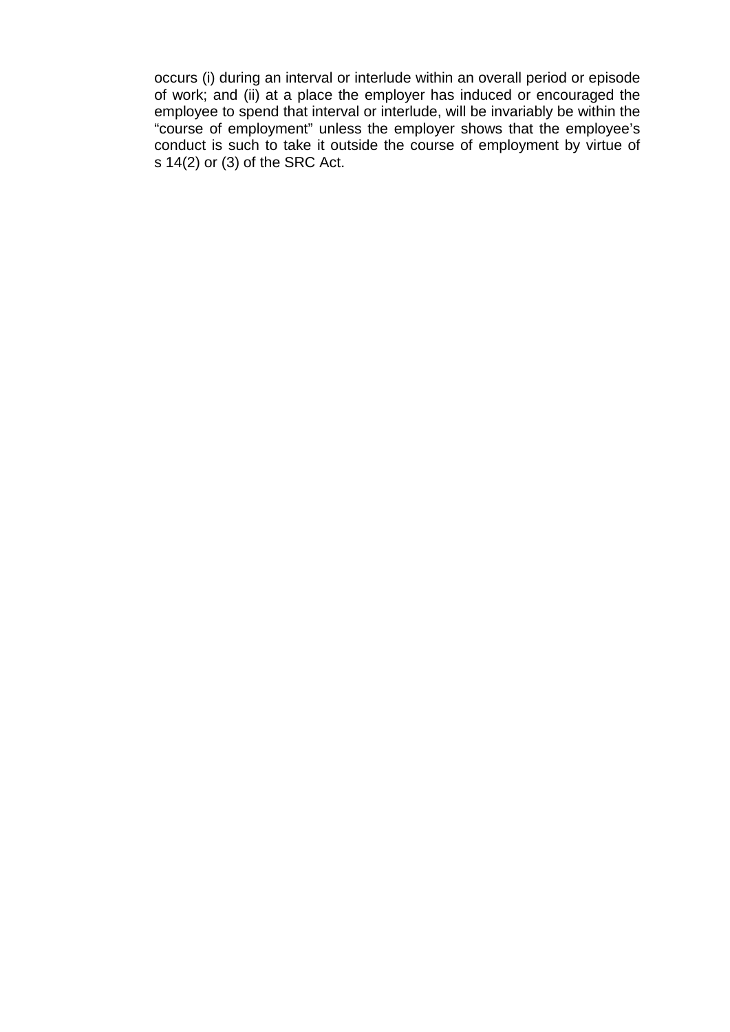occurs (i) during an interval or interlude within an overall period or episode of work; and (ii) at a place the employer has induced or encouraged the employee to spend that interval or interlude, will be invariably be within the "course of employment" unless the employer shows that the employee's conduct is such to take it outside the course of employment by virtue of s 14(2) or (3) of the SRC Act.